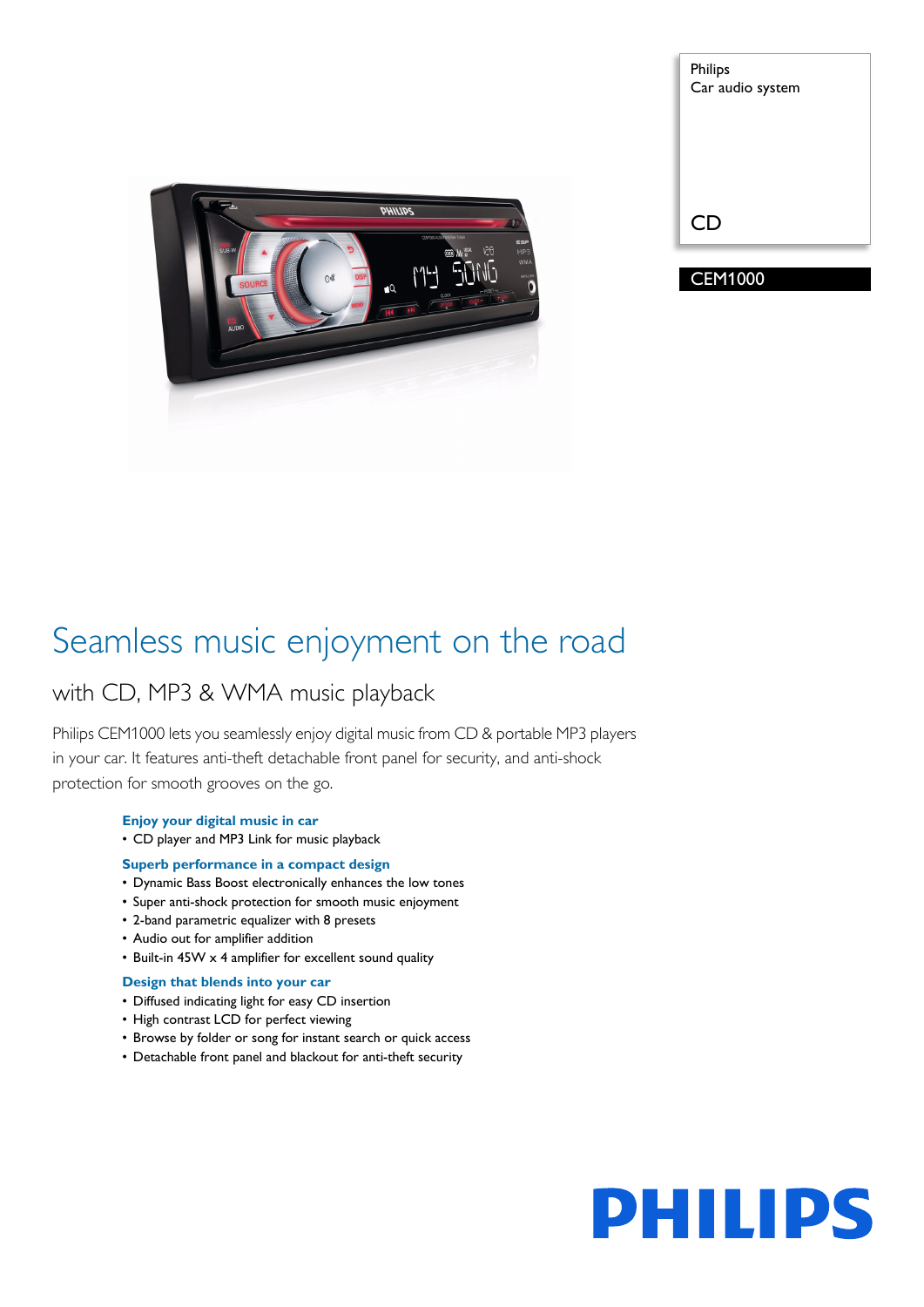Philips
Car audio system

CD

CEM1000

# Seamless music enjoyment on the road

## with CD, MP3 & WMA music playback

Philips CEM1000 lets you seamlessly enjoy digital music from CD & portable MP3 players in your car. It features anti-theft detachable front panel for security, and anti-shock protection for smooth grooves on the go.

### Enjoy your digital music in car

- CD player and MP3 Link for music playback

### Superb performance in a compact design

- Dynamic Bass Boost electronically enhances the low tones
- Super anti-shock protection for smooth music enjoyment
- 2-band parametric equalizer with 8 presets
- Audio out for amplifier addition
- Built-in 45W x 4 amplifier for excellent sound quality

### Design that blends into your car

- Diffused indicating light for easy CD insertion
- High contrast LCD for perfect viewing
- Browse by folder or song for instant search or quick access
- Detachable front panel and blackout for anti-theft security

PHILIPS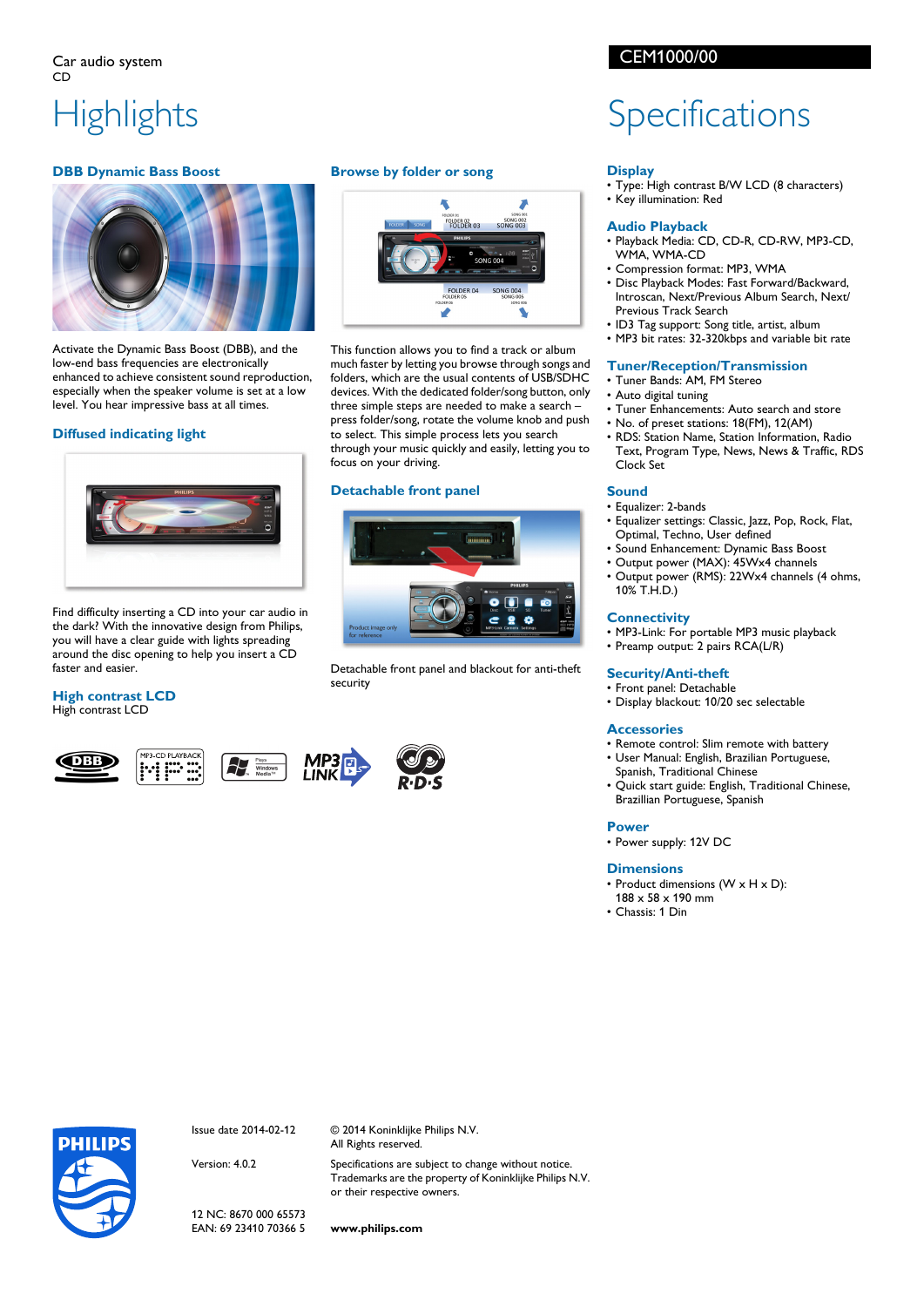Car audio system
CD

CEM1000/00

# Highlights

### DBB Dynamic Bass Boost

Activate the Dynamic Bass Boost (DBB), and the low-end bass frequencies are electronically enhanced to achieve consistent sound reproduction, especially when the speaker volume is set at a low level. You hear impressive bass at all times.

### Diffused indicating light

Find difficulty inserting a CD into your car audio in the dark? With the innovative design from Philips, you will have a clear guide with lights spreading around the disc opening to help you insert a CD faster and easier.

### High contrast LCD

High contrast LCD

### Browse by folder or song

This function allows you to find a track or album much faster by letting you browse through songs and folders, which are the usual contents of USB/SDHC devices. With the dedicated folder/song button, only three simple steps are needed to make a search – press folder/song, rotate the volume knob and push to select. This simple process lets you search through your music quickly and easily, letting you to focus on your driving.

### Detachable front panel

Detachable front panel and blackout for anti-theft security

# Specifications

### Display

- Type: High contrast B/W LCD (8 characters)
- Key illumination: Red

### Audio Playback

- Playback Media: CD, CD-R, CD-RW, MP3-CD, WMA, WMA-CD
- Compression format: MP3, WMA
- Disc Playback Modes: Fast Forward/Backward, Introscan, Next/Previous Album Search, Next/Previous Track Search
- ID3 Tag support: Song title, artist, album
- MP3 bit rates: 32-320kbps and variable bit rate

### Tuner/Reception/Transmission

- Tuner Bands: AM, FM Stereo
- Auto digital tuning
- Tuner Enhancements: Auto search and store
- No. of preset stations: 18(FM), 12(AM)
- RDS: Station Name, Station Information, Radio Text, Program Type, News, News & Traffic, RDS Clock Set

### Sound

- Equalizer: 2-bands
- Equalizer settings: Classic, Jazz, Pop, Rock, Flat, Optimal, Techno, User defined
- Sound Enhancement: Dynamic Bass Boost
- Output power (MAX): 45Wx4 channels
- Output power (RMS): 22Wx4 channels (4 ohms, 10% T.H.D.)

### Connectivity

- MP3-Link: For portable MP3 music playback
- Preamp output: 2 pairs RCA(L/R)

### Security/Anti-theft

- Front panel: Detachable
- Display blackout: 10/20 sec selectable

### Accessories

- Remote control: Slim remote with battery
- User Manual: English, Brazilian Portuguese, Spanish, Traditional Chinese
- Quick start guide: English, Traditional Chinese, Brazillian Portuguese, Spanish

### Power

- Power supply: 12V DC

### Dimensions

- Product dimensions (W x H x D): 188 x 58 x 190 mm
- Chassis: 1 Din

Issue date 2014-02-12

Version: 4.0.2

12 NC: 8670 000 65573
EAN: 69 23410 70366 5

© 2014 Koninklijke Philips N.V.
All Rights reserved.

Specifications are subject to change without notice. Trademarks are the property of Koninklijke Philips N.V. or their respective owners.

www.philips.com